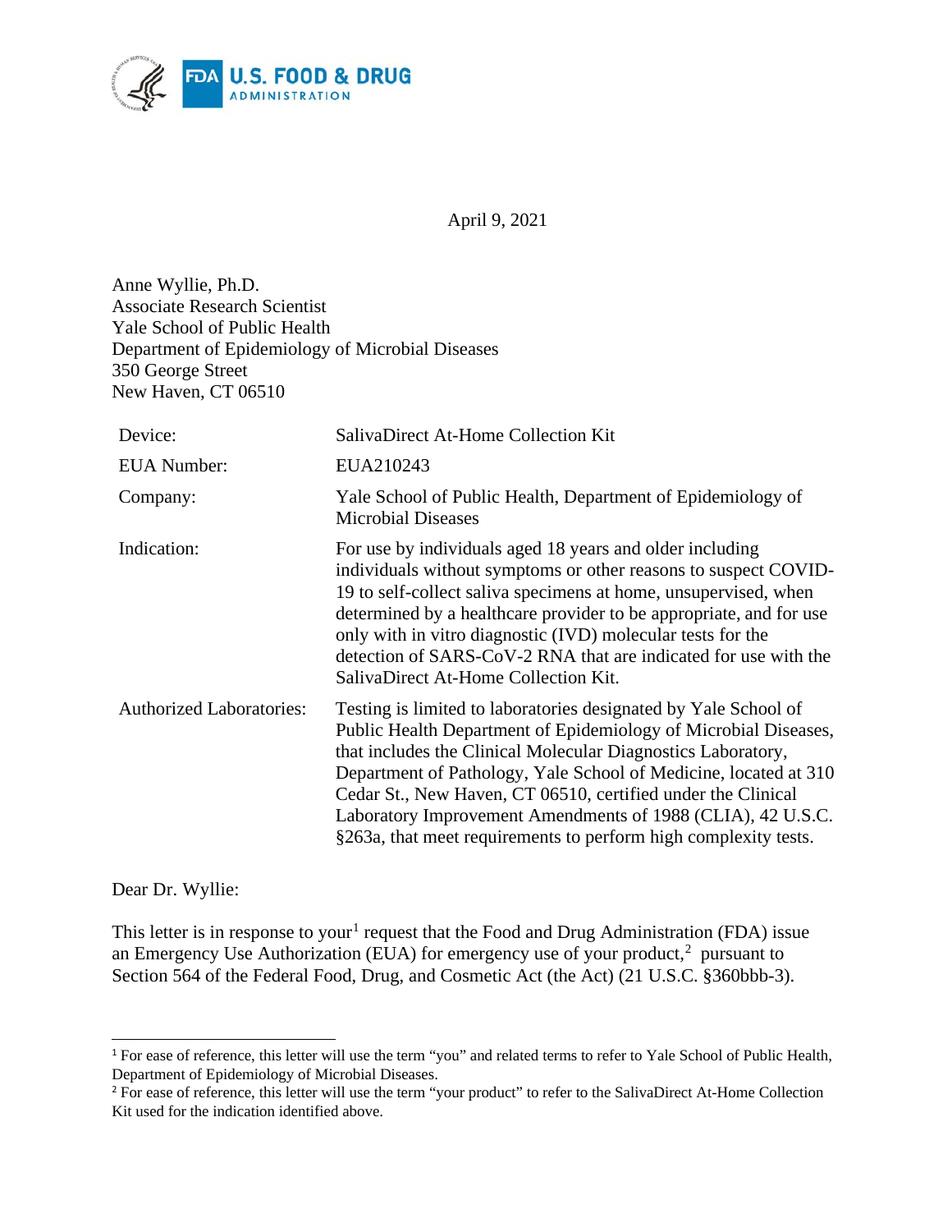April 9, 2021

Anne Wyllie, Ph.D.
Associate Research Scientist
Yale School of Public Health
Department of Epidemiology of Microbial Diseases
350 George Street
New Haven, CT 06510

| | |
|---|---|
| Device: | SalivaDirect At-Home Collection Kit |
| EUA Number: | EUA210243 |
| Company: | Yale School of Public Health, Department of Epidemiology of Microbial Diseases |
| Indication: | For use by individuals aged 18 years and older including individuals without symptoms or other reasons to suspect COVID-19 to self-collect saliva specimens at home, unsupervised, when determined by a healthcare provider to be appropriate, and for use only with in vitro diagnostic (IVD) molecular tests for the detection of SARS-CoV-2 RNA that are indicated for use with the SalivaDirect At-Home Collection Kit. |
| Authorized Laboratories: | Testing is limited to laboratories designated by Yale School of Public Health Department of Epidemiology of Microbial Diseases, that includes the Clinical Molecular Diagnostics Laboratory, Department of Pathology, Yale School of Medicine, located at 310 Cedar St., New Haven, CT 06510, certified under the Clinical Laboratory Improvement Amendments of 1988 (CLIA), 42 U.S.C. §263a, that meet requirements to perform high complexity tests. |

Dear Dr. Wyllie:

This letter is in response to your[1] request that the Food and Drug Administration (FDA) issue an Emergency Use Authorization (EUA) for emergency use of your product,[2] pursuant to Section 564 of the Federal Food, Drug, and Cosmetic Act (the Act) (21 U.S.C. §360bbb-3).

---

[1] For ease of reference, this letter will use the term "you" and related terms to refer to Yale School of Public Health, Department of Epidemiology of Microbial Diseases.

[2] For ease of reference, this letter will use the term "your product" to refer to the SalivaDirect At-Home Collection Kit used for the indication identified above.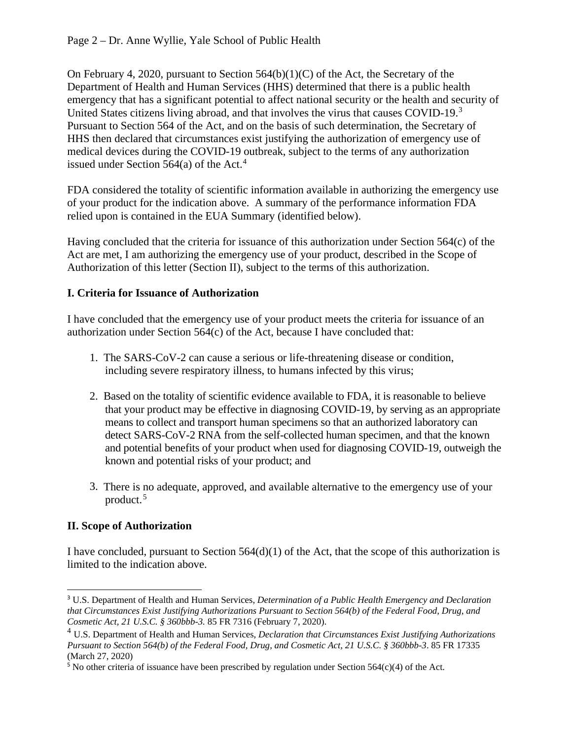On February 4, 2020, pursuant to Section 564(b)(1)(C) of the Act, the Secretary of the Department of Health and Human Services (HHS) determined that there is a public health emergency that has a significant potential to affect national security or the health and security of United States citizens living abroad, and that involves the virus that causes COVID-19.[3] Pursuant to Section 564 of the Act, and on the basis of such determination, the Secretary of HHS then declared that circumstances exist justifying the authorization of emergency use of medical devices during the COVID-19 outbreak, subject to the terms of any authorization issued under Section 564(a) of the Act.[4]

FDA considered the totality of scientific information available in authorizing the emergency use of your product for the indication above. A summary of the performance information FDA relied upon is contained in the EUA Summary (identified below).

Having concluded that the criteria for issuance of this authorization under Section 564(c) of the Act are met, I am authorizing the emergency use of your product, described in the Scope of Authorization of this letter (Section II), subject to the terms of this authorization.

## I. Criteria for Issuance of Authorization

I have concluded that the emergency use of your product meets the criteria for issuance of an authorization under Section 564(c) of the Act, because I have concluded that:

1. The SARS-CoV-2 can cause a serious or life-threatening disease or condition, including severe respiratory illness, to humans infected by this virus;

2. Based on the totality of scientific evidence available to FDA, it is reasonable to believe that your product may be effective in diagnosing COVID-19, by serving as an appropriate means to collect and transport human specimens so that an authorized laboratory can detect SARS-CoV-2 RNA from the self-collected human specimen, and that the known and potential benefits of your product when used for diagnosing COVID-19, outweigh the known and potential risks of your product; and

3. There is no adequate, approved, and available alternative to the emergency use of your product.[5]

## II. Scope of Authorization

I have concluded, pursuant to Section 564(d)(1) of the Act, that the scope of this authorization is limited to the indication above.

---

[3] U.S. Department of Health and Human Services, *Determination of a Public Health Emergency and Declaration that Circumstances Exist Justifying Authorizations Pursuant to Section 564(b) of the Federal Food, Drug, and Cosmetic Act, 21 U.S.C. § 360bbb-3.* 85 FR 7316 (February 7, 2020).

[4] U.S. Department of Health and Human Services, *Declaration that Circumstances Exist Justifying Authorizations Pursuant to Section 564(b) of the Federal Food, Drug, and Cosmetic Act, 21 U.S.C. § 360bbb-3*. 85 FR 17335 (March 27, 2020)

[5] No other criteria of issuance have been prescribed by regulation under Section 564(c)(4) of the Act.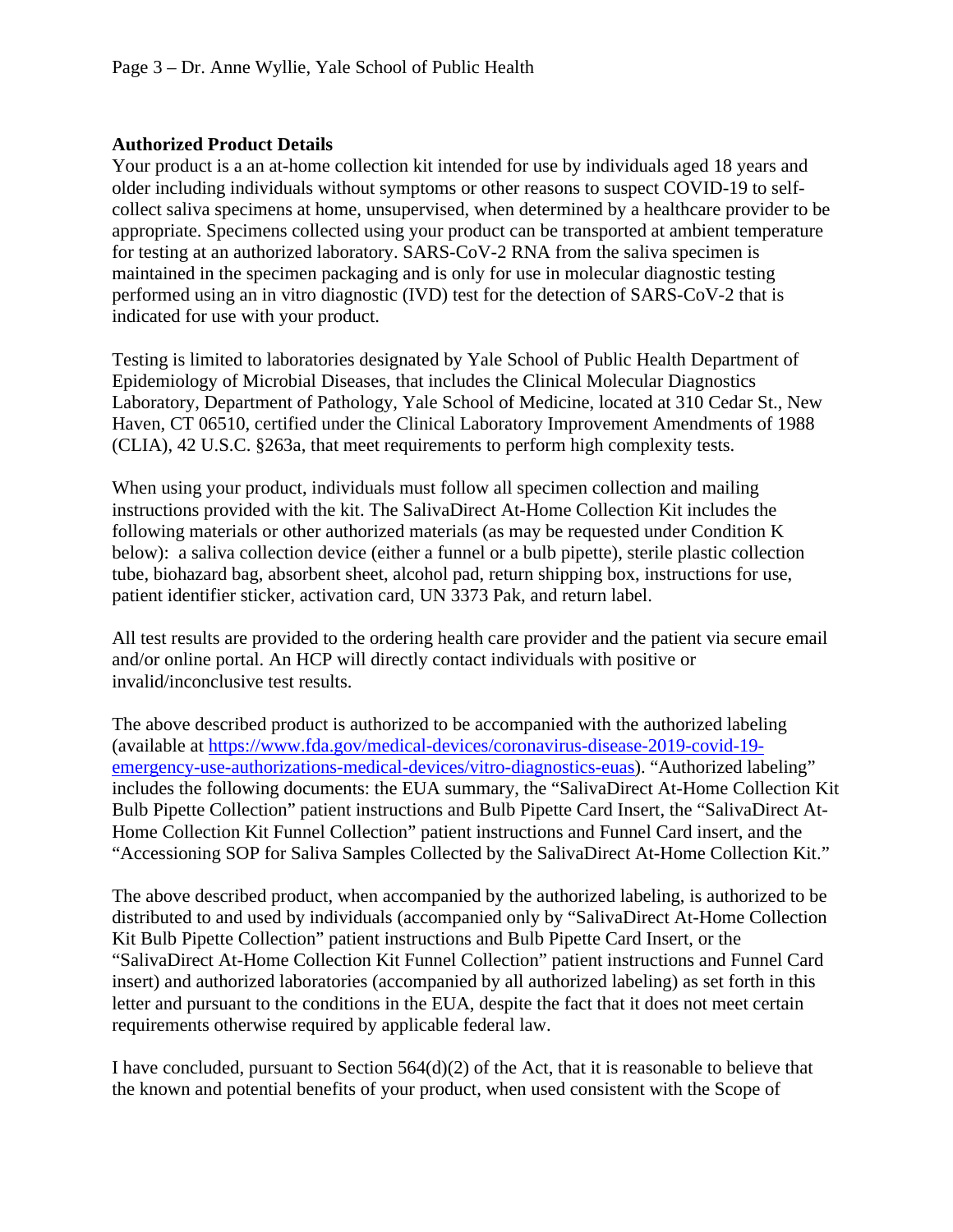**Authorized Product Details**

Your product is a an at-home collection kit intended for use by individuals aged 18 years and older including individuals without symptoms or other reasons to suspect COVID-19 to self-collect saliva specimens at home, unsupervised, when determined by a healthcare provider to be appropriate. Specimens collected using your product can be transported at ambient temperature for testing at an authorized laboratory. SARS-CoV-2 RNA from the saliva specimen is maintained in the specimen packaging and is only for use in molecular diagnostic testing performed using an in vitro diagnostic (IVD) test for the detection of SARS-CoV-2 that is indicated for use with your product.

Testing is limited to laboratories designated by Yale School of Public Health Department of Epidemiology of Microbial Diseases, that includes the Clinical Molecular Diagnostics Laboratory, Department of Pathology, Yale School of Medicine, located at 310 Cedar St., New Haven, CT 06510, certified under the Clinical Laboratory Improvement Amendments of 1988 (CLIA), 42 U.S.C. §263a, that meet requirements to perform high complexity tests.

When using your product, individuals must follow all specimen collection and mailing instructions provided with the kit. The SalivaDirect At-Home Collection Kit includes the following materials or other authorized materials (as may be requested under Condition K below): a saliva collection device (either a funnel or a bulb pipette), sterile plastic collection tube, biohazard bag, absorbent sheet, alcohol pad, return shipping box, instructions for use, patient identifier sticker, activation card, UN 3373 Pak, and return label.

All test results are provided to the ordering health care provider and the patient via secure email and/or online portal. An HCP will directly contact individuals with positive or invalid/inconclusive test results.

The above described product is authorized to be accompanied with the authorized labeling (available at [https://www.fda.gov/medical-devices/coronavirus-disease-2019-covid-19-emergency-use-authorizations-medical-devices/vitro-diagnostics-euas](https://www.fda.gov/medical-devices/coronavirus-disease-2019-covid-19-emergency-use-authorizations-medical-devices/vitro-diagnostics-euas)). "Authorized labeling" includes the following documents: the EUA summary, the "SalivaDirect At-Home Collection Kit Bulb Pipette Collection" patient instructions and Bulb Pipette Card Insert, the "SalivaDirect At-Home Collection Kit Funnel Collection" patient instructions and Funnel Card insert, and the "Accessioning SOP for Saliva Samples Collected by the SalivaDirect At-Home Collection Kit."

The above described product, when accompanied by the authorized labeling, is authorized to be distributed to and used by individuals (accompanied only by "SalivaDirect At-Home Collection Kit Bulb Pipette Collection" patient instructions and Bulb Pipette Card Insert, or the "SalivaDirect At-Home Collection Kit Funnel Collection" patient instructions and Funnel Card insert) and authorized laboratories (accompanied by all authorized labeling) as set forth in this letter and pursuant to the conditions in the EUA, despite the fact that it does not meet certain requirements otherwise required by applicable federal law.

I have concluded, pursuant to Section 564(d)(2) of the Act, that it is reasonable to believe that the known and potential benefits of your product, when used consistent with the Scope of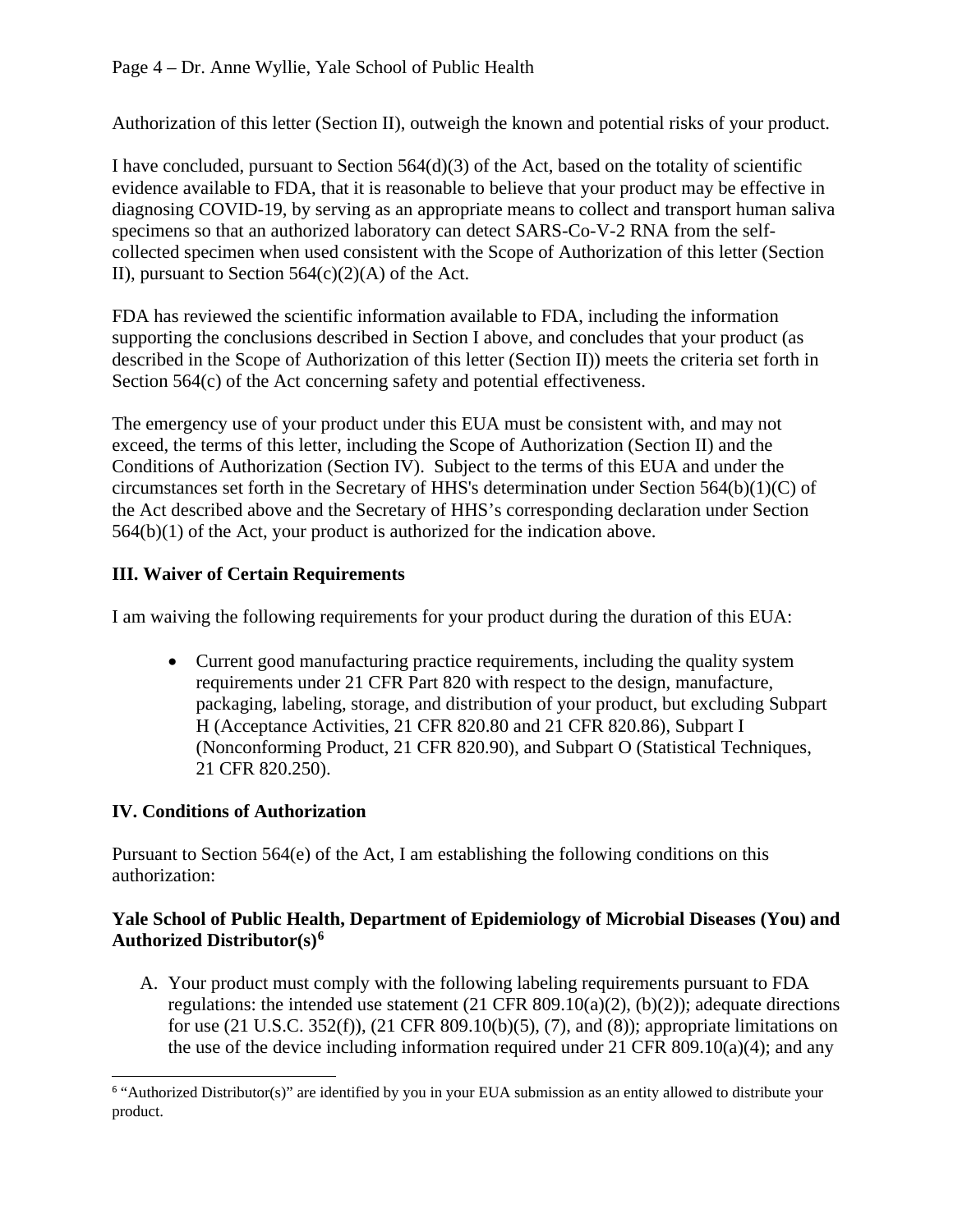Authorization of this letter (Section II), outweigh the known and potential risks of your product.

I have concluded, pursuant to Section 564(d)(3) of the Act, based on the totality of scientific evidence available to FDA, that it is reasonable to believe that your product may be effective in diagnosing COVID-19, by serving as an appropriate means to collect and transport human saliva specimens so that an authorized laboratory can detect SARS-Co-V-2 RNA from the self-collected specimen when used consistent with the Scope of Authorization of this letter (Section II), pursuant to Section 564(c)(2)(A) of the Act.

FDA has reviewed the scientific information available to FDA, including the information supporting the conclusions described in Section I above, and concludes that your product (as described in the Scope of Authorization of this letter (Section II)) meets the criteria set forth in Section 564(c) of the Act concerning safety and potential effectiveness.

The emergency use of your product under this EUA must be consistent with, and may not exceed, the terms of this letter, including the Scope of Authorization (Section II) and the Conditions of Authorization (Section IV). Subject to the terms of this EUA and under the circumstances set forth in the Secretary of HHS's determination under Section 564(b)(1)(C) of the Act described above and the Secretary of HHS's corresponding declaration under Section 564(b)(1) of the Act, your product is authorized for the indication above.

## III. Waiver of Certain Requirements

I am waiving the following requirements for your product during the duration of this EUA:

- Current good manufacturing practice requirements, including the quality system requirements under 21 CFR Part 820 with respect to the design, manufacture, packaging, labeling, storage, and distribution of your product, but excluding Subpart H (Acceptance Activities, 21 CFR 820.80 and 21 CFR 820.86), Subpart I (Nonconforming Product, 21 CFR 820.90), and Subpart O (Statistical Techniques, 21 CFR 820.250).

## IV. Conditions of Authorization

Pursuant to Section 564(e) of the Act, I am establishing the following conditions on this authorization:

**Yale School of Public Health, Department of Epidemiology of Microbial Diseases (You) and Authorized Distributor(s)[6]**

A. Your product must comply with the following labeling requirements pursuant to FDA regulations: the intended use statement (21 CFR 809.10(a)(2), (b)(2)); adequate directions for use (21 U.S.C. 352(f)), (21 CFR 809.10(b)(5), (7), and (8)); appropriate limitations on the use of the device including information required under 21 CFR 809.10(a)(4); and any

[6] "Authorized Distributor(s)" are identified by you in your EUA submission as an entity allowed to distribute your product.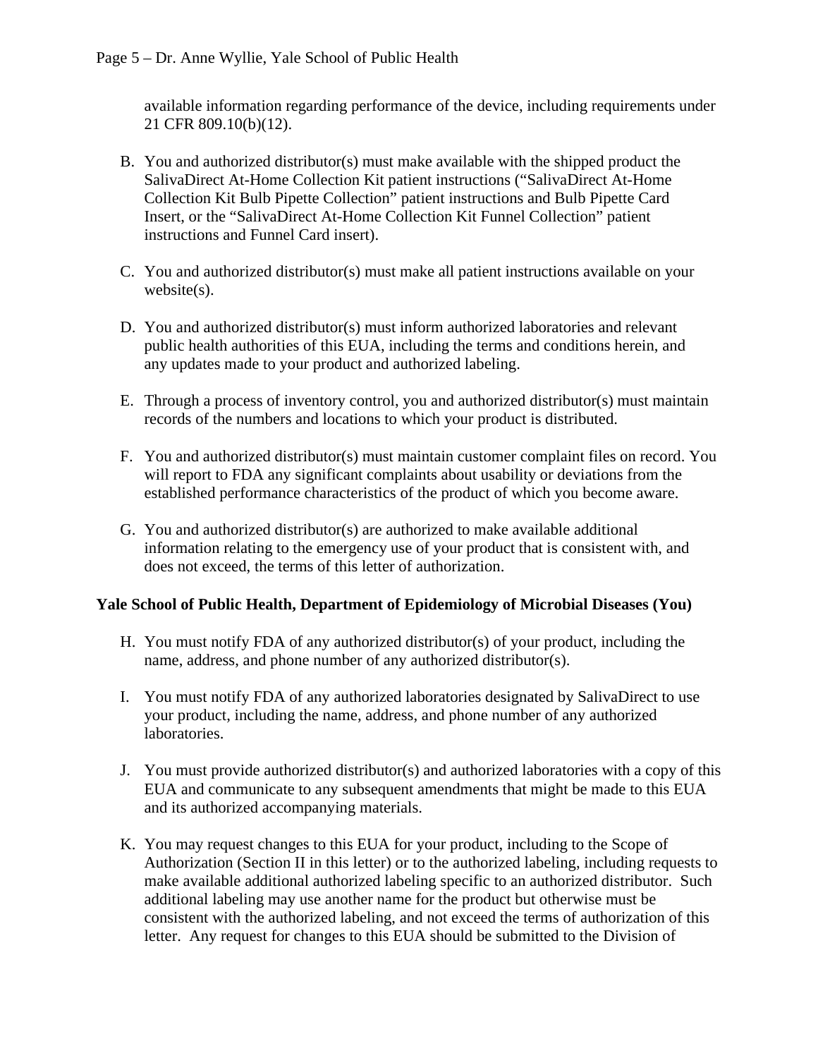available information regarding performance of the device, including requirements under 21 CFR 809.10(b)(12).

B. You and authorized distributor(s) must make available with the shipped product the SalivaDirect At-Home Collection Kit patient instructions ("SalivaDirect At-Home Collection Kit Bulb Pipette Collection" patient instructions and Bulb Pipette Card Insert, or the "SalivaDirect At-Home Collection Kit Funnel Collection" patient instructions and Funnel Card insert).

C. You and authorized distributor(s) must make all patient instructions available on your website(s).

D. You and authorized distributor(s) must inform authorized laboratories and relevant public health authorities of this EUA, including the terms and conditions herein, and any updates made to your product and authorized labeling.

E. Through a process of inventory control, you and authorized distributor(s) must maintain records of the numbers and locations to which your product is distributed.

F. You and authorized distributor(s) must maintain customer complaint files on record. You will report to FDA any significant complaints about usability or deviations from the established performance characteristics of the product of which you become aware.

G. You and authorized distributor(s) are authorized to make available additional information relating to the emergency use of your product that is consistent with, and does not exceed, the terms of this letter of authorization.

**Yale School of Public Health, Department of Epidemiology of Microbial Diseases (You)**

H. You must notify FDA of any authorized distributor(s) of your product, including the name, address, and phone number of any authorized distributor(s).

I. You must notify FDA of any authorized laboratories designated by SalivaDirect to use your product, including the name, address, and phone number of any authorized laboratories.

J. You must provide authorized distributor(s) and authorized laboratories with a copy of this EUA and communicate to any subsequent amendments that might be made to this EUA and its authorized accompanying materials.

K. You may request changes to this EUA for your product, including to the Scope of Authorization (Section II in this letter) or to the authorized labeling, including requests to make available additional authorized labeling specific to an authorized distributor. Such additional labeling may use another name for the product but otherwise must be consistent with the authorized labeling, and not exceed the terms of authorization of this letter. Any request for changes to this EUA should be submitted to the Division of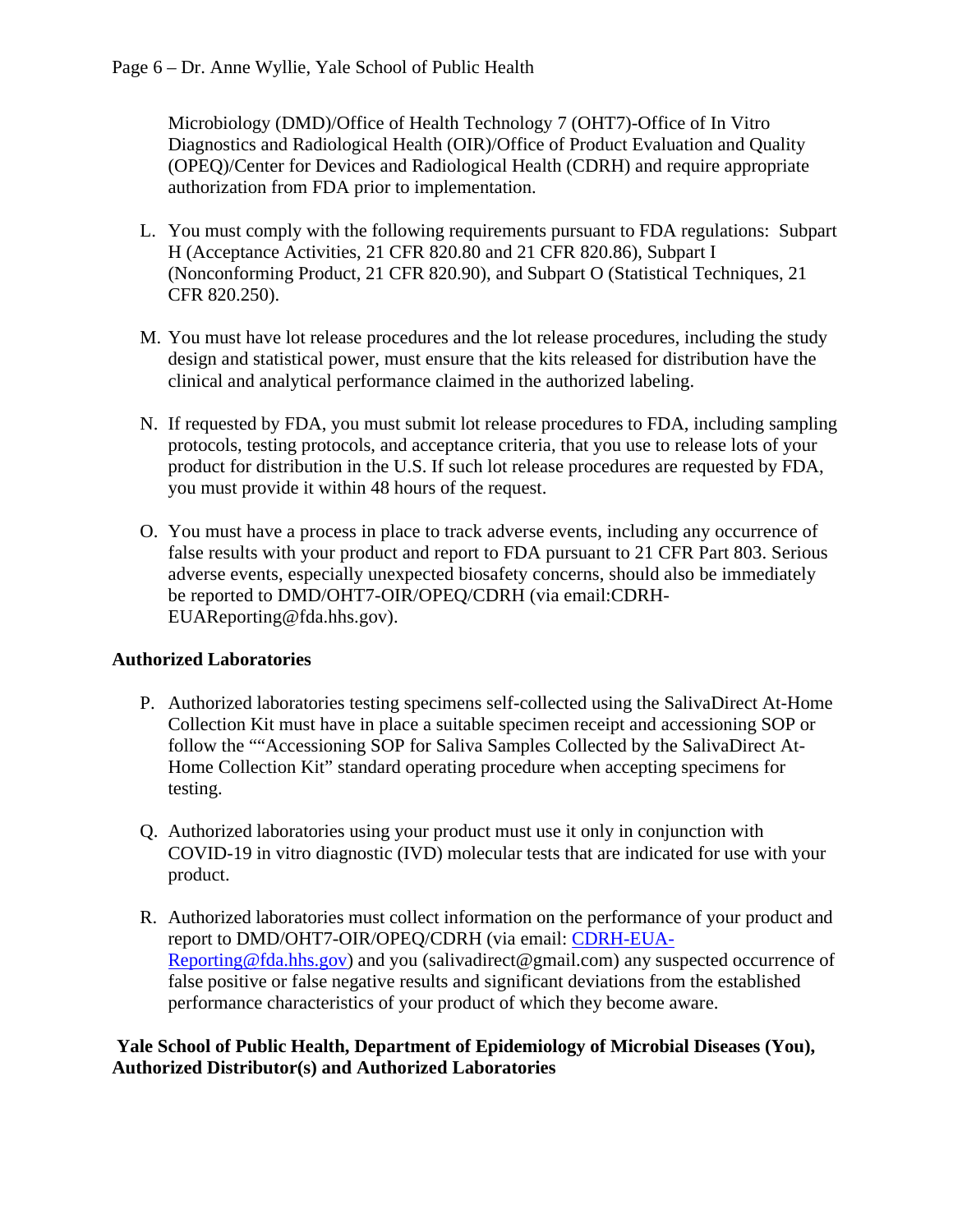Microbiology (DMD)/Office of Health Technology 7 (OHT7)-Office of In Vitro Diagnostics and Radiological Health (OIR)/Office of Product Evaluation and Quality (OPEQ)/Center for Devices and Radiological Health (CDRH) and require appropriate authorization from FDA prior to implementation.

L. You must comply with the following requirements pursuant to FDA regulations: Subpart H (Acceptance Activities, 21 CFR 820.80 and 21 CFR 820.86), Subpart I (Nonconforming Product, 21 CFR 820.90), and Subpart O (Statistical Techniques, 21 CFR 820.250).

M. You must have lot release procedures and the lot release procedures, including the study design and statistical power, must ensure that the kits released for distribution have the clinical and analytical performance claimed in the authorized labeling.

N. If requested by FDA, you must submit lot release procedures to FDA, including sampling protocols, testing protocols, and acceptance criteria, that you use to release lots of your product for distribution in the U.S. If such lot release procedures are requested by FDA, you must provide it within 48 hours of the request.

O. You must have a process in place to track adverse events, including any occurrence of false results with your product and report to FDA pursuant to 21 CFR Part 803. Serious adverse events, especially unexpected biosafety concerns, should also be immediately be reported to DMD/OHT7-OIR/OPEQ/CDRH (via email:CDRH-EUAReporting@fda.hhs.gov).

**Authorized Laboratories**

P. Authorized laboratories testing specimens self-collected using the SalivaDirect At-Home Collection Kit must have in place a suitable specimen receipt and accessioning SOP or follow the ""Accessioning SOP for Saliva Samples Collected by the SalivaDirect At-Home Collection Kit" standard operating procedure when accepting specimens for testing.

Q. Authorized laboratories using your product must use it only in conjunction with COVID-19 in vitro diagnostic (IVD) molecular tests that are indicated for use with your product.

R. Authorized laboratories must collect information on the performance of your product and report to DMD/OHT7-OIR/OPEQ/CDRH (via email: CDRH-EUA-Reporting@fda.hhs.gov) and you (salivadirect@gmail.com) any suspected occurrence of false positive or false negative results and significant deviations from the established performance characteristics of your product of which they become aware.

**Yale School of Public Health, Department of Epidemiology of Microbial Diseases (You), Authorized Distributor(s) and Authorized Laboratories**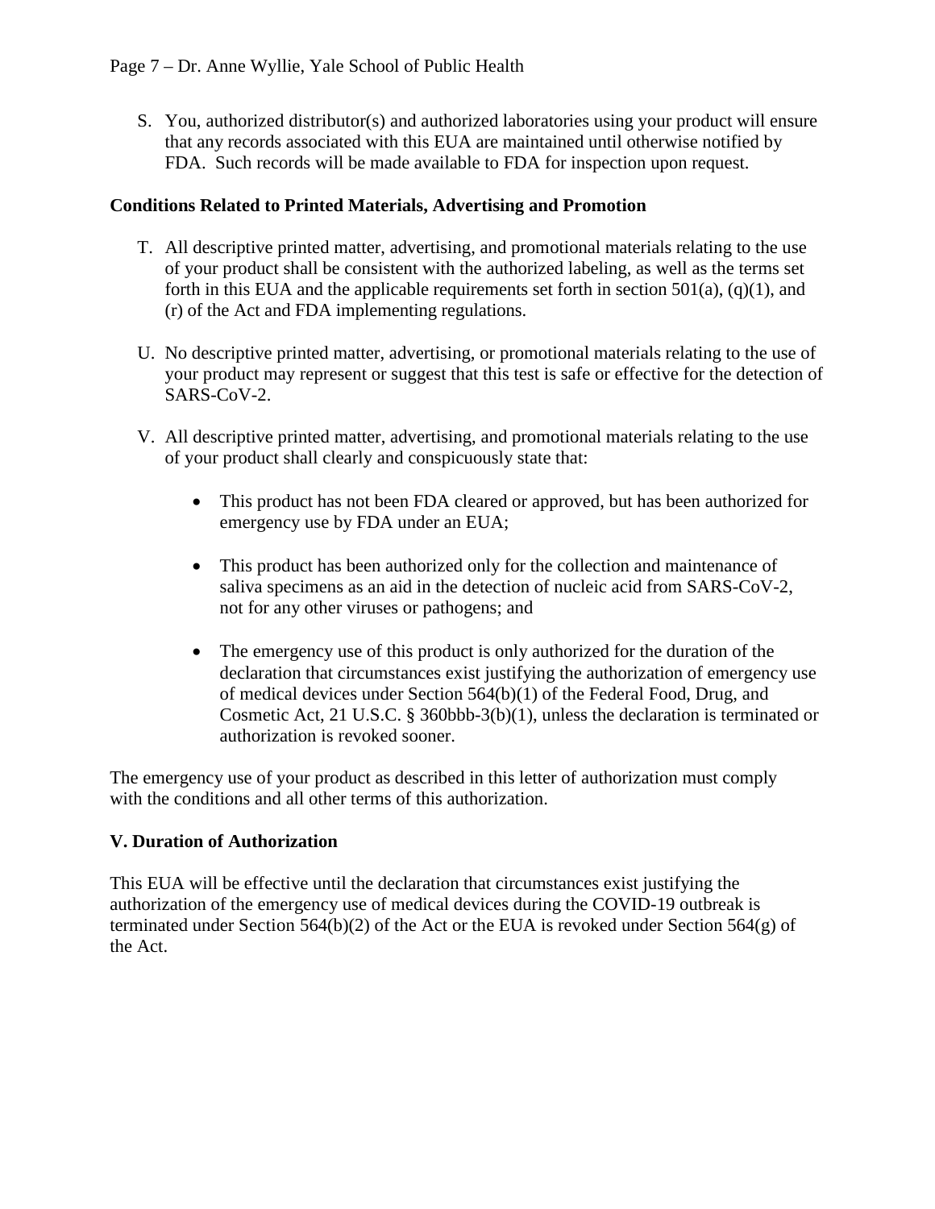S. You, authorized distributor(s) and authorized laboratories using your product will ensure that any records associated with this EUA are maintained until otherwise notified by FDA. Such records will be made available to FDA for inspection upon request.

**Conditions Related to Printed Materials, Advertising and Promotion**

T. All descriptive printed matter, advertising, and promotional materials relating to the use of your product shall be consistent with the authorized labeling, as well as the terms set forth in this EUA and the applicable requirements set forth in section 501(a), (q)(1), and (r) of the Act and FDA implementing regulations.

U. No descriptive printed matter, advertising, or promotional materials relating to the use of your product may represent or suggest that this test is safe or effective for the detection of SARS-CoV-2.

V. All descriptive printed matter, advertising, and promotional materials relating to the use of your product shall clearly and conspicuously state that:

- This product has not been FDA cleared or approved, but has been authorized for emergency use by FDA under an EUA;
- This product has been authorized only for the collection and maintenance of saliva specimens as an aid in the detection of nucleic acid from SARS-CoV-2, not for any other viruses or pathogens; and
- The emergency use of this product is only authorized for the duration of the declaration that circumstances exist justifying the authorization of emergency use of medical devices under Section 564(b)(1) of the Federal Food, Drug, and Cosmetic Act, 21 U.S.C. § 360bbb-3(b)(1), unless the declaration is terminated or authorization is revoked sooner.

The emergency use of your product as described in this letter of authorization must comply with the conditions and all other terms of this authorization.

## V. Duration of Authorization

This EUA will be effective until the declaration that circumstances exist justifying the authorization of the emergency use of medical devices during the COVID-19 outbreak is terminated under Section 564(b)(2) of the Act or the EUA is revoked under Section 564(g) of the Act.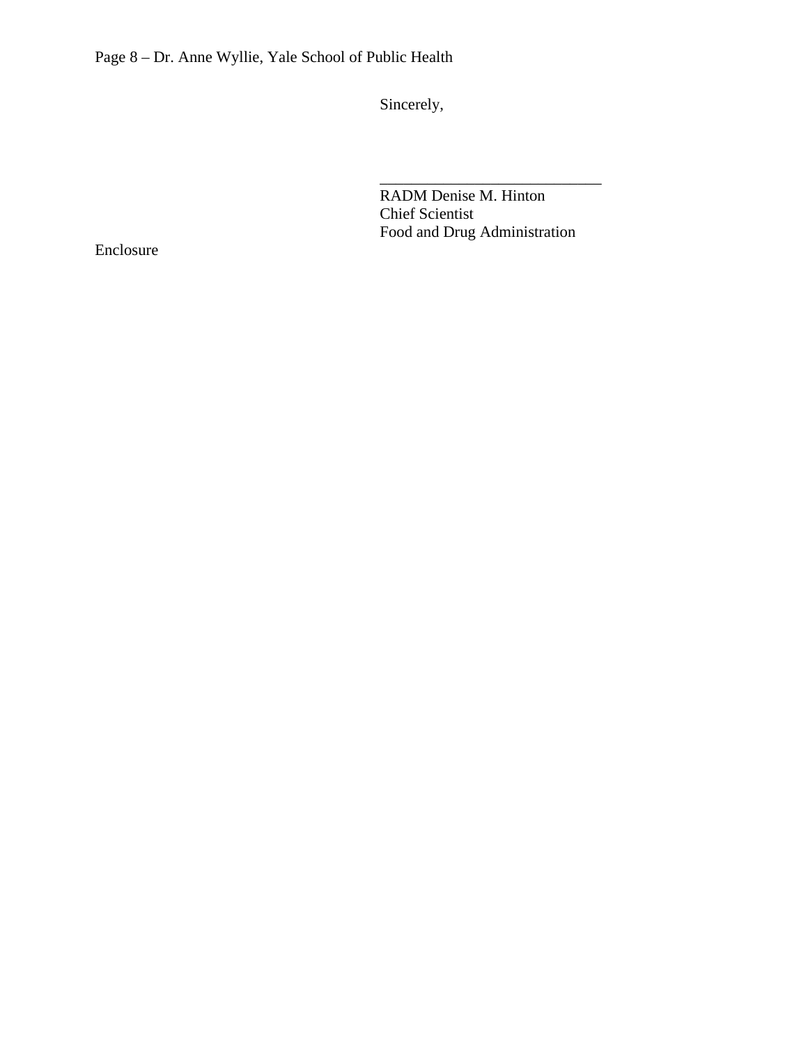Sincerely,

\_\_\_\_\_\_\_\_\_\_\_\_\_\_\_\_\_\_\_\_\_\_\_\_\_\_\_\_

RADM Denise M. Hinton
Chief Scientist
Food and Drug Administration

Enclosure